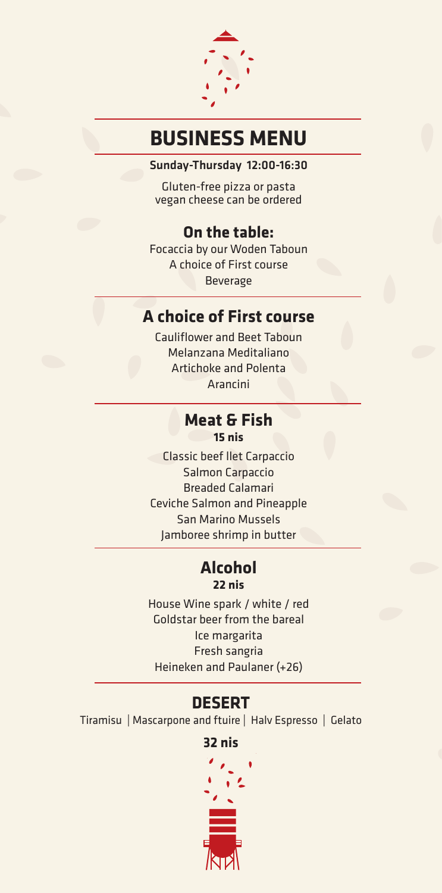# BUSINESS MENU

**Sunday-Thursday 12:00-16:30**

Gluten-free pizza or pasta
vegan cheese can be ordered

## On the table:

Focaccia by our Woden Taboun
A choice of First course
Beverage

## A choice of First course

Cauliflower and Beet Taboun
Melanzana Meditaliano
Artichoke and Polenta
Arancini

## Meat & Fish

**15 nis**

Classic beef llet Carpaccio
Salmon Carpaccio
Breaded Calamari
Ceviche Salmon and Pineapple
San Marino Mussels
Jamboree shrimp in butter

## Alcohol

**22 nis**

House Wine spark / white / red
Goldstar beer from the bareal
Ice margarita
Fresh sangria
Heineken and Paulaner (+26)

## DESERT

Tiramisu | Mascarpone and ftuire | Halv Espresso | Gelato

**32 nis**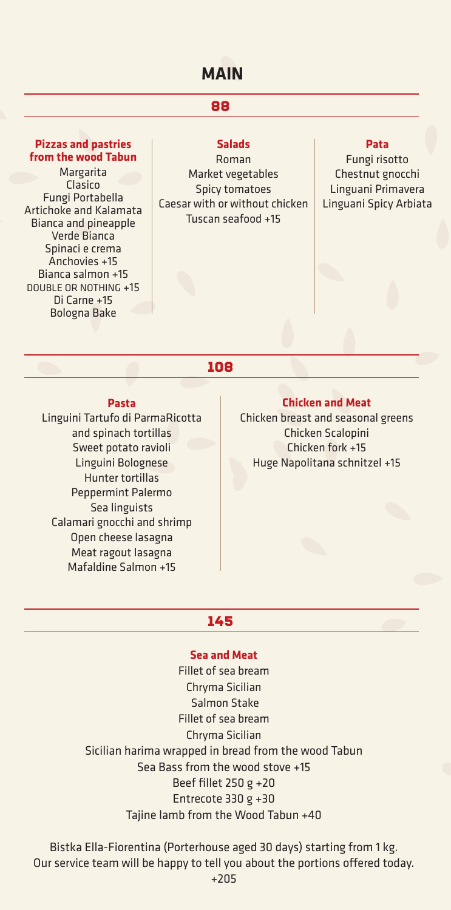# MAIN

## 88

### Pizzas and pastries from the wood Tabun

Margarita
Clasico
Fungi Portabella
Artichoke and Kalamata
Bianca and pineapple
Verde Bianca
Spinaci e crema
Anchovies +15
Bianca salmon +15
DOUBLE OR NOTHING +15
Di Carne +15
Bologna Bake

### Salads

Roman
Market vegetables
Spicy tomatoes
Caesar with or without chicken
Tuscan seafood +15

### Pata

Fungi risotto
Chestnut gnocchi
Linguani Primavera
Linguani Spicy Arbiata

## 108

### Pasta

Linguini Tartufo di ParmaRicotta and spinach tortillas
Sweet potato ravioli
Linguini Bolognese
Hunter tortillas
Peppermint Palermo
Sea linguists
Calamari gnocchi and shrimp
Open cheese lasagna
Meat ragout lasagna
Mafaldine Salmon +15

### Chicken and Meat

Chicken breast and seasonal greens
Chicken Scalopini
Chicken fork +15
Huge Napolitana schnitzel +15

## 145

### Sea and Meat

Fillet of sea bream
Chryma Sicilian
Salmon Stake
Fillet of sea bream
Chryma Sicilian
Sicilian harima wrapped in bread from the wood Tabun
Sea Bass from the wood stove +15
Beef fillet 250 g +20
Entrecote 330 g +30
Tajine lamb from the Wood Tabun +40

Bistka Ella-Fiorentina (Porterhouse aged 30 days) starting from 1 kg.
Our service team will be happy to tell you about the portions offered today.
+205